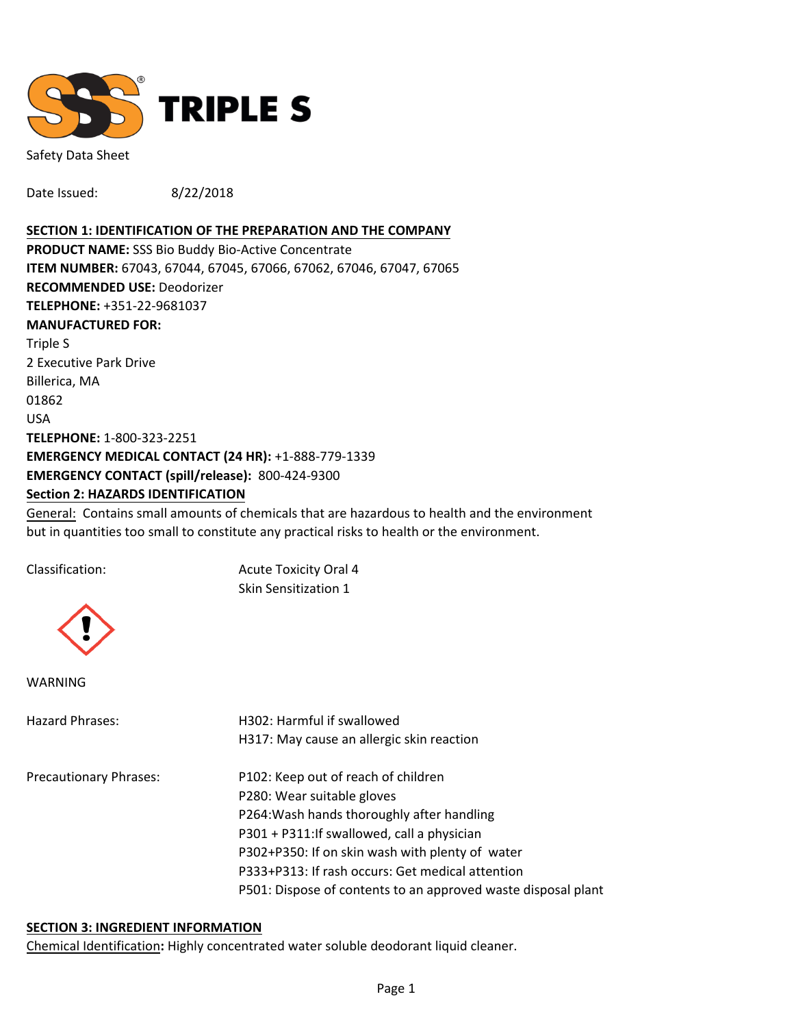TRIPLE S

Safety Data Sheet

Date Issued: 8/22/2018

## SECTION 1: IDENTIFICATION OF THE PREPARATION AND THE COMPANY

**PRODUCT NAME:** SSS Bio Buddy Bio-Active Concentrate
**ITEM NUMBER:** 67043, 67044, 67045, 67066, 67062, 67046, 67047, 67065
**RECOMMENDED USE:** Deodorizer
**TELEPHONE:** +351-22-9681037
**MANUFACTURED FOR:**
Triple S
2 Executive Park Drive
Billerica, MA
01862
USA
**TELEPHONE:** 1-800-323-2251
**EMERGENCY MEDICAL CONTACT (24 HR):** +1-888-779-1339
**EMERGENCY CONTACT (spill/release):** 800-424-9300

## Section 2: HAZARDS IDENTIFICATION

General: Contains small amounts of chemicals that are hazardous to health and the environment but in quantities too small to constitute any practical risks to health or the environment.

Classification: Acute Toxicity Oral 4
Skin Sensitization 1

WARNING

Hazard Phrases:
- H302: Harmful if swallowed
- H317: May cause an allergic skin reaction

Precautionary Phrases:
- P102: Keep out of reach of children
- P280: Wear suitable gloves
- P264:Wash hands thoroughly after handling
- P301 + P311:If swallowed, call a physician
- P302+P350: If on skin wash with plenty of water
- P333+P313: If rash occurs: Get medical attention
- P501: Dispose of contents to an approved waste disposal plant

## SECTION 3: INGREDIENT INFORMATION

Chemical Identification**:** Highly concentrated water soluble deodorant liquid cleaner.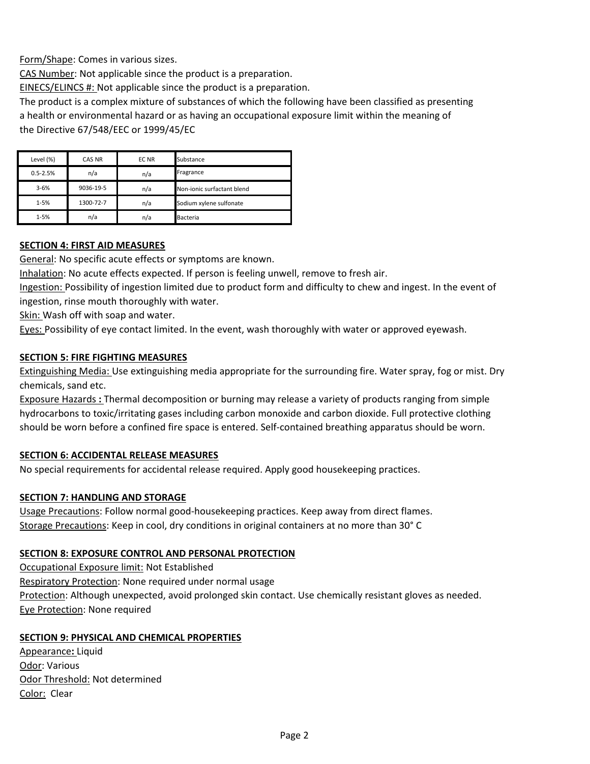Form/Shape: Comes in various sizes.

CAS Number: Not applicable since the product is a preparation.

EINECS/ELINCS #: Not applicable since the product is a preparation.

The product is a complex mixture of substances of which the following have been classified as presenting a health or environmental hazard or as having an occupational exposure limit within the meaning of the Directive 67/548/EEC or 1999/45/EC

| Level (%) | CAS NR | EC NR | Substance |
|---|---|---|---|
| 0.5-2.5% | n/a | n/a | Fragrance |
| 3-6% | 9036-19-5 | n/a | Non-ionic surfactant blend |
| 1-5% | 1300-72-7 | n/a | Sodium xylene sulfonate |
| 1-5% | n/a | n/a | Bacteria |

## SECTION 4: FIRST AID MEASURES

General: No specific acute effects or symptoms are known.

Inhalation: No acute effects expected. If person is feeling unwell, remove to fresh air.

Ingestion: Possibility of ingestion limited due to product form and difficulty to chew and ingest. In the event of ingestion, rinse mouth thoroughly with water.

Skin: Wash off with soap and water.

Eyes: Possibility of eye contact limited. In the event, wash thoroughly with water or approved eyewash.

## SECTION 5: FIRE FIGHTING MEASURES

Extinguishing Media: Use extinguishing media appropriate for the surrounding fire. Water spray, fog or mist. Dry chemicals, sand etc.

Exposure Hazards **:** Thermal decomposition or burning may release a variety of products ranging from simple hydrocarbons to toxic/irritating gases including carbon monoxide and carbon dioxide. Full protective clothing should be worn before a confined fire space is entered. Self-contained breathing apparatus should be worn.

## SECTION 6: ACCIDENTAL RELEASE MEASURES

No special requirements for accidental release required. Apply good housekeeping practices.

## SECTION 7: HANDLING AND STORAGE

Usage Precautions: Follow normal good-housekeeping practices. Keep away from direct flames.

Storage Precautions: Keep in cool, dry conditions in original containers at no more than 30° C

## SECTION 8: EXPOSURE CONTROL AND PERSONAL PROTECTION

Occupational Exposure limit: Not Established

Respiratory Protection: None required under normal usage

Protection: Although unexpected, avoid prolonged skin contact. Use chemically resistant gloves as needed.

Eye Protection: None required

## SECTION 9: PHYSICAL AND CHEMICAL PROPERTIES

Appearance**:** Liquid

Odor: Various

Odor Threshold: Not determined

Color: Clear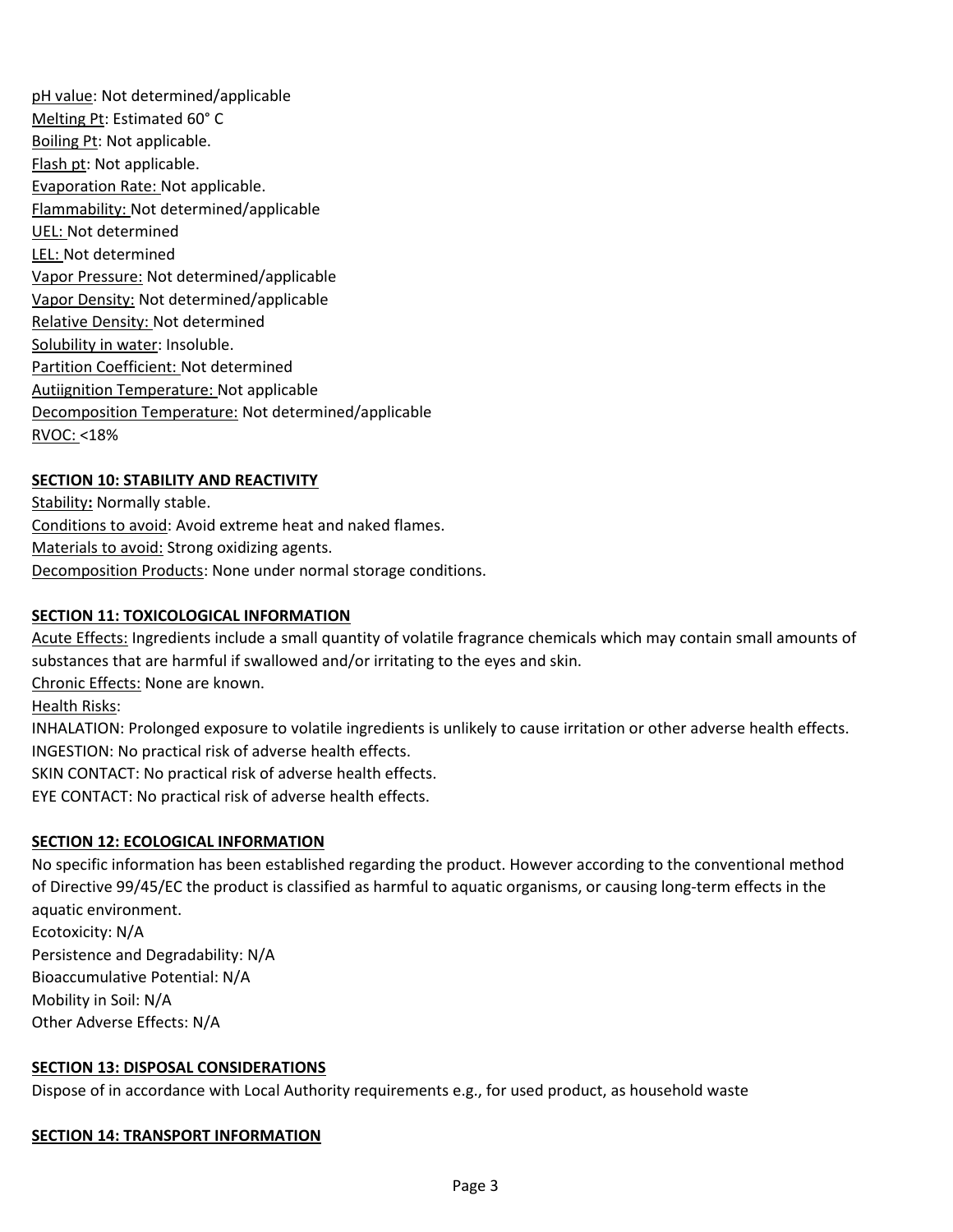pH value: Not determined/applicable
Melting Pt: Estimated 60° C
Boiling Pt: Not applicable.
Flash pt: Not applicable.
Evaporation Rate: Not applicable.
Flammability: Not determined/applicable
UEL: Not determined
LEL: Not determined
Vapor Pressure: Not determined/applicable
Vapor Density: Not determined/applicable
Relative Density: Not determined
Solubility in water: Insoluble.
Partition Coefficient: Not determined
Autiignition Temperature: Not applicable
Decomposition Temperature: Not determined/applicable
RVOC: <18%

## SECTION 10: STABILITY AND REACTIVITY

Stability**:** Normally stable.
Conditions to avoid: Avoid extreme heat and naked flames.
Materials to avoid: Strong oxidizing agents.
Decomposition Products: None under normal storage conditions.

## SECTION 11: TOXICOLOGICAL INFORMATION

Acute Effects: Ingredients include a small quantity of volatile fragrance chemicals which may contain small amounts of substances that are harmful if swallowed and/or irritating to the eyes and skin.
Chronic Effects: None are known.
Health Risks:
INHALATION: Prolonged exposure to volatile ingredients is unlikely to cause irritation or other adverse health effects.
INGESTION: No practical risk of adverse health effects.
SKIN CONTACT: No practical risk of adverse health effects.
EYE CONTACT: No practical risk of adverse health effects.

## SECTION 12: ECOLOGICAL INFORMATION

No specific information has been established regarding the product. However according to the conventional method of Directive 99/45/EC the product is classified as harmful to aquatic organisms, or causing long-term effects in the aquatic environment.
Ecotoxicity: N/A
Persistence and Degradability: N/A
Bioaccumulative Potential: N/A
Mobility in Soil: N/A
Other Adverse Effects: N/A

## SECTION 13: DISPOSAL CONSIDERATIONS

Dispose of in accordance with Local Authority requirements e.g., for used product, as household waste

## SECTION 14: TRANSPORT INFORMATION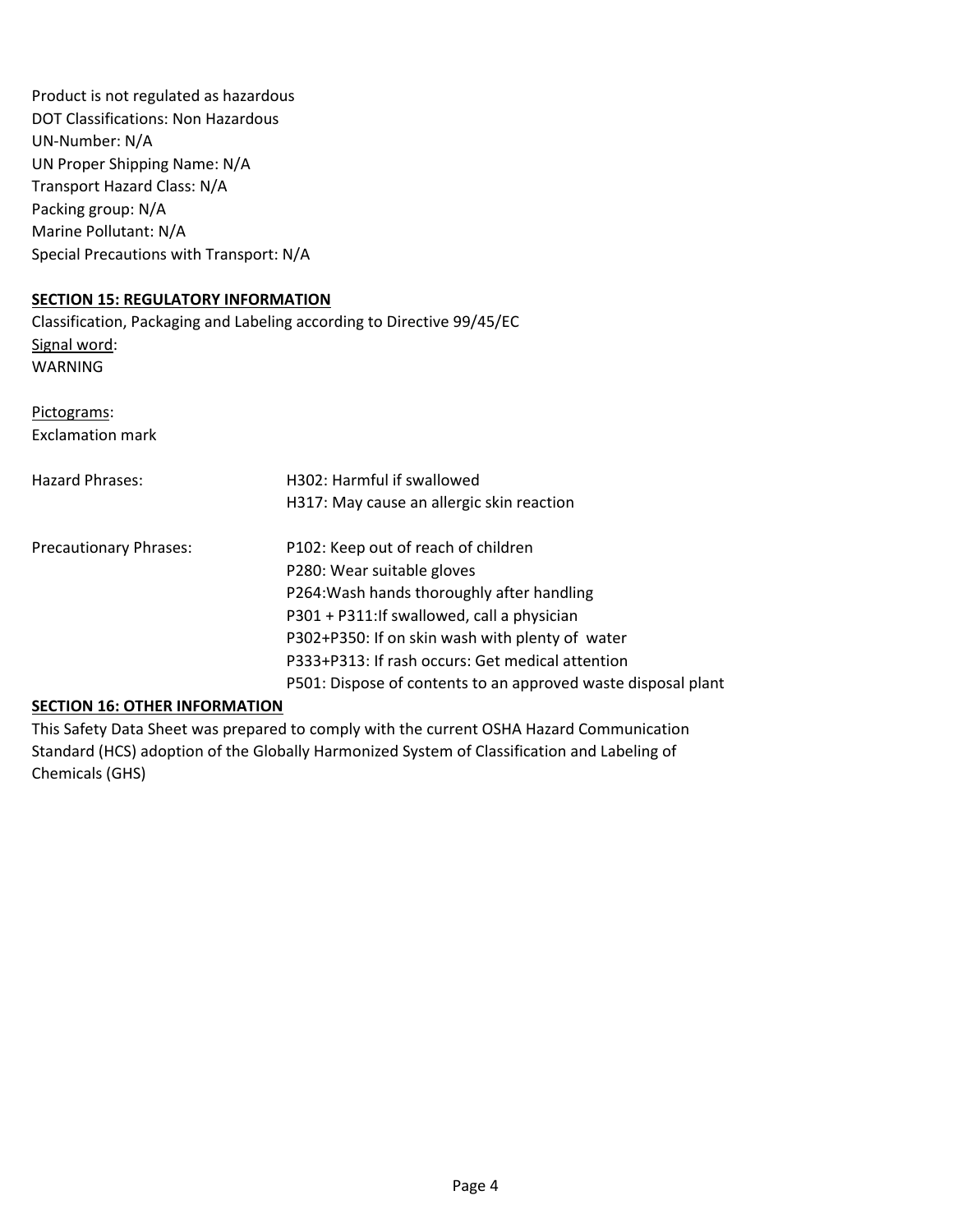Product is not regulated as hazardous
DOT Classifications: Non Hazardous
UN-Number: N/A
UN Proper Shipping Name: N/A
Transport Hazard Class: N/A
Packing group: N/A
Marine Pollutant: N/A
Special Precautions with Transport: N/A

## SECTION 15: REGULATORY INFORMATION

Classification, Packaging and Labeling according to Directive 99/45/EC

Signal word:
WARNING

Pictograms:
Exclamation mark

| | |
|---|---|
| Hazard Phrases: | H302: Harmful if swallowed<br>H317: May cause an allergic skin reaction |
| Precautionary Phrases: | P102: Keep out of reach of children<br>P280: Wear suitable gloves<br>P264:Wash hands thoroughly after handling<br>P301 + P311:If swallowed, call a physician<br>P302+P350: If on skin wash with plenty of water<br>P333+P313: If rash occurs: Get medical attention<br>P501: Dispose of contents to an approved waste disposal plant |

## SECTION 16: OTHER INFORMATION

This Safety Data Sheet was prepared to comply with the current OSHA Hazard Communication Standard (HCS) adoption of the Globally Harmonized System of Classification and Labeling of Chemicals (GHS)